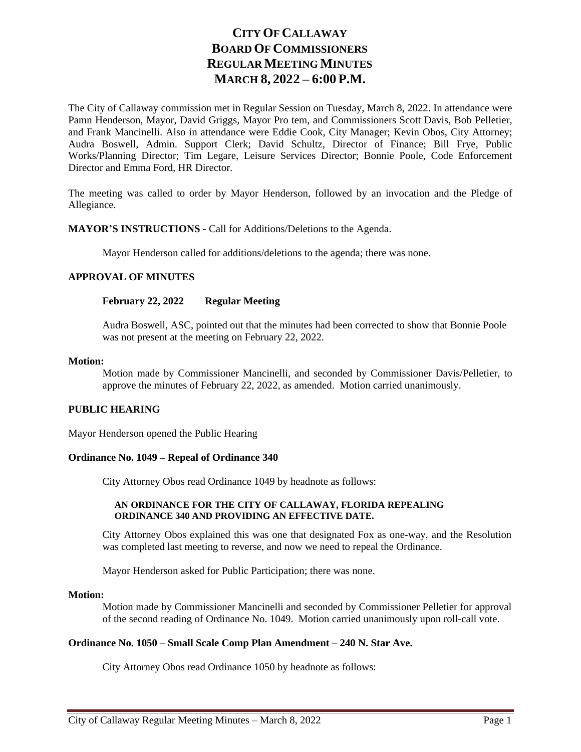# CITY OF CALLAWAY
# BOARD OF COMMISSIONERS
# REGULAR MEETING MINUTES
# MARCH 8, 2022 – 6:00 P.M.

The City of Callaway commission met in Regular Session on Tuesday, March 8, 2022. In attendance were Pamn Henderson, Mayor, David Griggs, Mayor Pro tem, and Commissioners Scott Davis, Bob Pelletier, and Frank Mancinelli. Also in attendance were Eddie Cook, City Manager; Kevin Obos, City Attorney; Audra Boswell, Admin. Support Clerk; David Schultz, Director of Finance; Bill Frye, Public Works/Planning Director; Tim Legare, Leisure Services Director; Bonnie Poole, Code Enforcement Director and Emma Ford, HR Director.

The meeting was called to order by Mayor Henderson, followed by an invocation and the Pledge of Allegiance.

**MAYOR'S INSTRUCTIONS -** Call for Additions/Deletions to the Agenda.

Mayor Henderson called for additions/deletions to the agenda; there was none.

**APPROVAL OF MINUTES**

**February 22, 2022 Regular Meeting**

Audra Boswell, ASC, pointed out that the minutes had been corrected to show that Bonnie Poole was not present at the meeting on February 22, 2022.

**Motion:**

Motion made by Commissioner Mancinelli, and seconded by Commissioner Davis/Pelletier, to approve the minutes of February 22, 2022, as amended. Motion carried unanimously.

**PUBLIC HEARING**

Mayor Henderson opened the Public Hearing

**Ordinance No. 1049 – Repeal of Ordinance 340**

City Attorney Obos read Ordinance 1049 by headnote as follows:

**AN ORDINANCE FOR THE CITY OF CALLAWAY, FLORIDA REPEALING ORDINANCE 340 AND PROVIDING AN EFFECTIVE DATE.**

City Attorney Obos explained this was one that designated Fox as one-way, and the Resolution was completed last meeting to reverse, and now we need to repeal the Ordinance.

Mayor Henderson asked for Public Participation; there was none.

**Motion:**

Motion made by Commissioner Mancinelli and seconded by Commissioner Pelletier for approval of the second reading of Ordinance No. 1049. Motion carried unanimously upon roll-call vote.

**Ordinance No. 1050 – Small Scale Comp Plan Amendment – 240 N. Star Ave.**

City Attorney Obos read Ordinance 1050 by headnote as follows: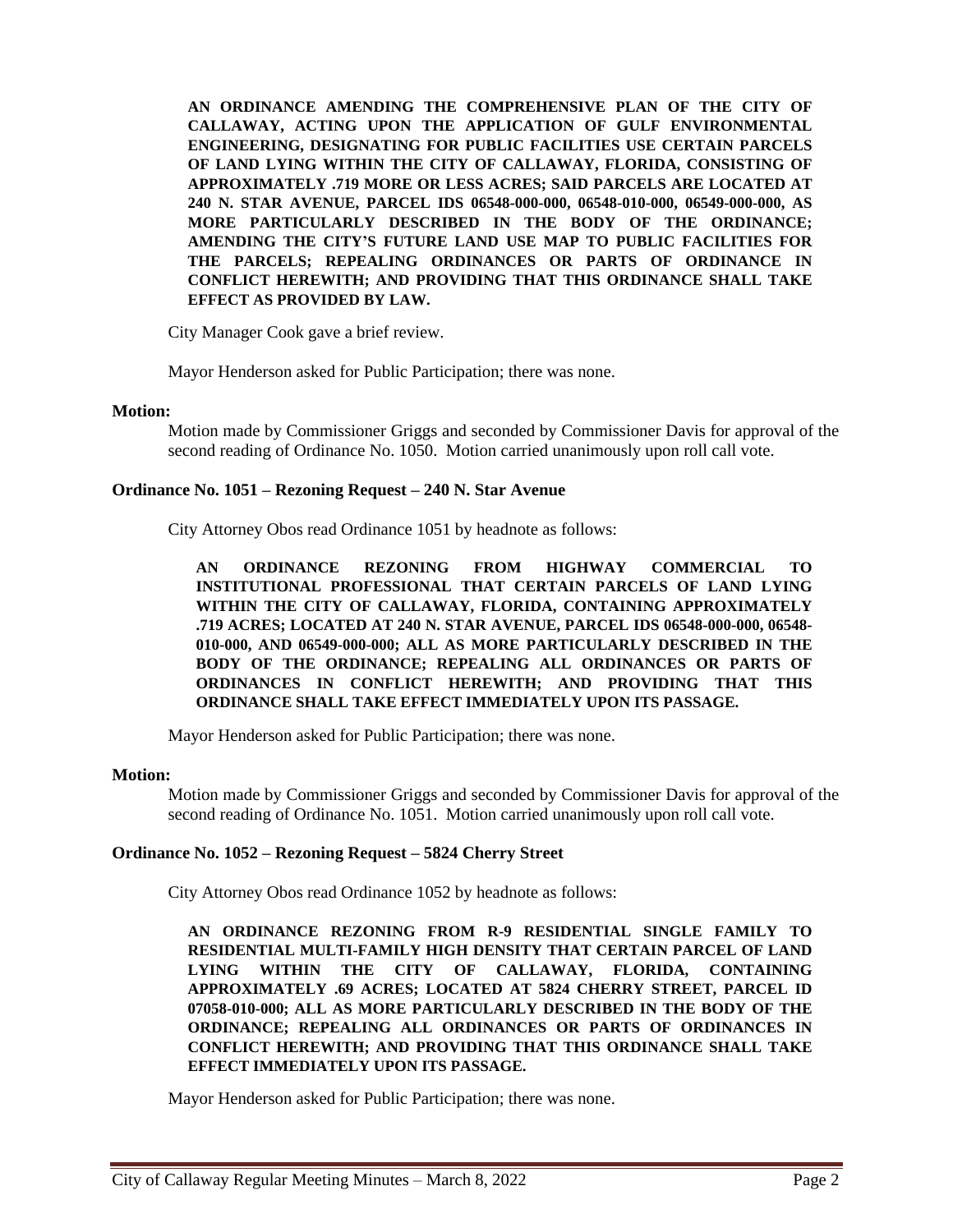**AN ORDINANCE AMENDING THE COMPREHENSIVE PLAN OF THE CITY OF CALLAWAY, ACTING UPON THE APPLICATION OF GULF ENVIRONMENTAL ENGINEERING, DESIGNATING FOR PUBLIC FACILITIES USE CERTAIN PARCELS OF LAND LYING WITHIN THE CITY OF CALLAWAY, FLORIDA, CONSISTING OF APPROXIMATELY .719 MORE OR LESS ACRES; SAID PARCELS ARE LOCATED AT 240 N. STAR AVENUE, PARCEL IDS 06548-000-000, 06548-010-000, 06549-000-000, AS MORE PARTICULARLY DESCRIBED IN THE BODY OF THE ORDINANCE; AMENDING THE CITY'S FUTURE LAND USE MAP TO PUBLIC FACILITIES FOR THE PARCELS; REPEALING ORDINANCES OR PARTS OF ORDINANCE IN CONFLICT HEREWITH; AND PROVIDING THAT THIS ORDINANCE SHALL TAKE EFFECT AS PROVIDED BY LAW.**

City Manager Cook gave a brief review.

Mayor Henderson asked for Public Participation; there was none.

**Motion:**

Motion made by Commissioner Griggs and seconded by Commissioner Davis for approval of the second reading of Ordinance No. 1050. Motion carried unanimously upon roll call vote.

**Ordinance No. 1051 – Rezoning Request – 240 N. Star Avenue**

City Attorney Obos read Ordinance 1051 by headnote as follows:

**AN ORDINANCE REZONING FROM HIGHWAY COMMERCIAL TO INSTITUTIONAL PROFESSIONAL THAT CERTAIN PARCELS OF LAND LYING WITHIN THE CITY OF CALLAWAY, FLORIDA, CONTAINING APPROXIMATELY .719 ACRES; LOCATED AT 240 N. STAR AVENUE, PARCEL IDS 06548-000-000, 06548-010-000, AND 06549-000-000; ALL AS MORE PARTICULARLY DESCRIBED IN THE BODY OF THE ORDINANCE; REPEALING ALL ORDINANCES OR PARTS OF ORDINANCES IN CONFLICT HEREWITH; AND PROVIDING THAT THIS ORDINANCE SHALL TAKE EFFECT IMMEDIATELY UPON ITS PASSAGE.**

Mayor Henderson asked for Public Participation; there was none.

**Motion:**

Motion made by Commissioner Griggs and seconded by Commissioner Davis for approval of the second reading of Ordinance No. 1051. Motion carried unanimously upon roll call vote.

**Ordinance No. 1052 – Rezoning Request – 5824 Cherry Street**

City Attorney Obos read Ordinance 1052 by headnote as follows:

**AN ORDINANCE REZONING FROM R-9 RESIDENTIAL SINGLE FAMILY TO RESIDENTIAL MULTI-FAMILY HIGH DENSITY THAT CERTAIN PARCEL OF LAND LYING WITHIN THE CITY OF CALLAWAY, FLORIDA, CONTAINING APPROXIMATELY .69 ACRES; LOCATED AT 5824 CHERRY STREET, PARCEL ID 07058-010-000; ALL AS MORE PARTICULARLY DESCRIBED IN THE BODY OF THE ORDINANCE; REPEALING ALL ORDINANCES OR PARTS OF ORDINANCES IN CONFLICT HEREWITH; AND PROVIDING THAT THIS ORDINANCE SHALL TAKE EFFECT IMMEDIATELY UPON ITS PASSAGE.**

Mayor Henderson asked for Public Participation; there was none.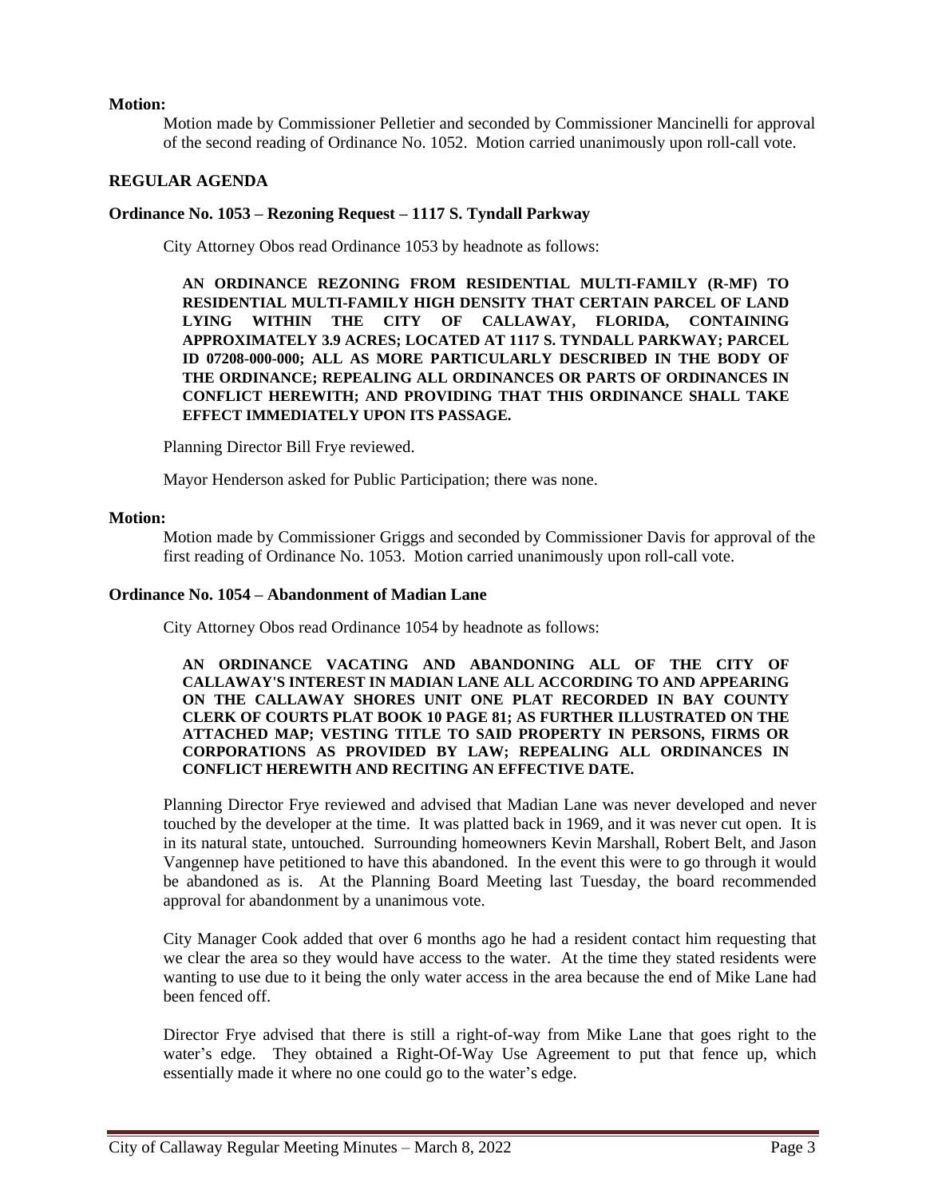**Motion:**

Motion made by Commissioner Pelletier and seconded by Commissioner Mancinelli for approval of the second reading of Ordinance No. 1052. Motion carried unanimously upon roll-call vote.

**REGULAR AGENDA**

**Ordinance No. 1053 – Rezoning Request – 1117 S. Tyndall Parkway**

City Attorney Obos read Ordinance 1053 by headnote as follows:

**AN ORDINANCE REZONING FROM RESIDENTIAL MULTI-FAMILY (R-MF) TO RESIDENTIAL MULTI-FAMILY HIGH DENSITY THAT CERTAIN PARCEL OF LAND LYING WITHIN THE CITY OF CALLAWAY, FLORIDA, CONTAINING APPROXIMATELY 3.9 ACRES; LOCATED AT 1117 S. TYNDALL PARKWAY; PARCEL ID 07208-000-000; ALL AS MORE PARTICULARLY DESCRIBED IN THE BODY OF THE ORDINANCE; REPEALING ALL ORDINANCES OR PARTS OF ORDINANCES IN CONFLICT HEREWITH; AND PROVIDING THAT THIS ORDINANCE SHALL TAKE EFFECT IMMEDIATELY UPON ITS PASSAGE.**

Planning Director Bill Frye reviewed.

Mayor Henderson asked for Public Participation; there was none.

**Motion:**

Motion made by Commissioner Griggs and seconded by Commissioner Davis for approval of the first reading of Ordinance No. 1053. Motion carried unanimously upon roll-call vote.

**Ordinance No. 1054 – Abandonment of Madian Lane**

City Attorney Obos read Ordinance 1054 by headnote as follows:

**AN ORDINANCE VACATING AND ABANDONING ALL OF THE CITY OF CALLAWAY'S INTEREST IN MADIAN LANE ALL ACCORDING TO AND APPEARING ON THE CALLAWAY SHORES UNIT ONE PLAT RECORDED IN BAY COUNTY CLERK OF COURTS PLAT BOOK 10 PAGE 81; AS FURTHER ILLUSTRATED ON THE ATTACHED MAP; VESTING TITLE TO SAID PROPERTY IN PERSONS, FIRMS OR CORPORATIONS AS PROVIDED BY LAW; REPEALING ALL ORDINANCES IN CONFLICT HEREWITH AND RECITING AN EFFECTIVE DATE.**

Planning Director Frye reviewed and advised that Madian Lane was never developed and never touched by the developer at the time. It was platted back in 1969, and it was never cut open. It is in its natural state, untouched. Surrounding homeowners Kevin Marshall, Robert Belt, and Jason Vangennep have petitioned to have this abandoned. In the event this were to go through it would be abandoned as is. At the Planning Board Meeting last Tuesday, the board recommended approval for abandonment by a unanimous vote.

City Manager Cook added that over 6 months ago he had a resident contact him requesting that we clear the area so they would have access to the water. At the time they stated residents were wanting to use due to it being the only water access in the area because the end of Mike Lane had been fenced off.

Director Frye advised that there is still a right-of-way from Mike Lane that goes right to the water's edge. They obtained a Right-Of-Way Use Agreement to put that fence up, which essentially made it where no one could go to the water's edge.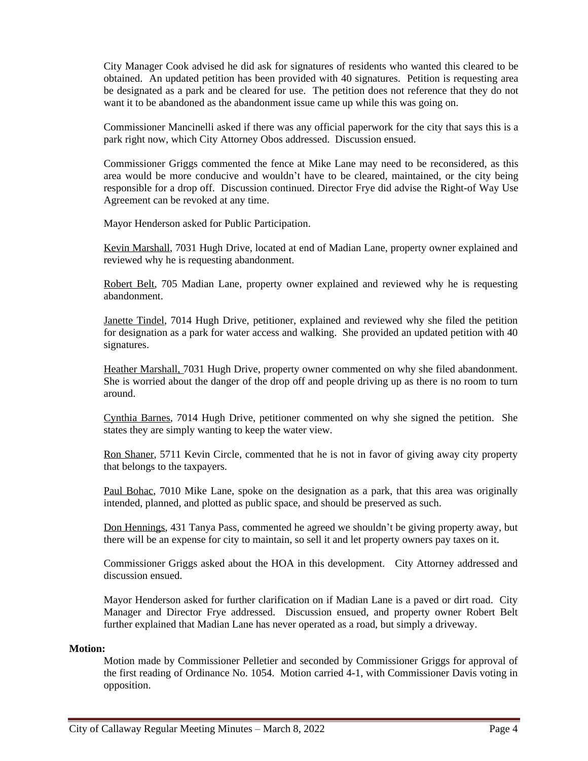City Manager Cook advised he did ask for signatures of residents who wanted this cleared to be obtained. An updated petition has been provided with 40 signatures. Petition is requesting area be designated as a park and be cleared for use. The petition does not reference that they do not want it to be abandoned as the abandonment issue came up while this was going on.

Commissioner Mancinelli asked if there was any official paperwork for the city that says this is a park right now, which City Attorney Obos addressed. Discussion ensued.

Commissioner Griggs commented the fence at Mike Lane may need to be reconsidered, as this area would be more conducive and wouldn't have to be cleared, maintained, or the city being responsible for a drop off. Discussion continued. Director Frye did advise the Right-of Way Use Agreement can be revoked at any time.

Mayor Henderson asked for Public Participation.

Kevin Marshall, 7031 Hugh Drive, located at end of Madian Lane, property owner explained and reviewed why he is requesting abandonment.

Robert Belt, 705 Madian Lane, property owner explained and reviewed why he is requesting abandonment.

Janette Tindel, 7014 Hugh Drive, petitioner, explained and reviewed why she filed the petition for designation as a park for water access and walking. She provided an updated petition with 40 signatures.

Heather Marshall, 7031 Hugh Drive, property owner commented on why she filed abandonment. She is worried about the danger of the drop off and people driving up as there is no room to turn around.

Cynthia Barnes, 7014 Hugh Drive, petitioner commented on why she signed the petition. She states they are simply wanting to keep the water view.

Ron Shaner, 5711 Kevin Circle, commented that he is not in favor of giving away city property that belongs to the taxpayers.

Paul Bohac, 7010 Mike Lane, spoke on the designation as a park, that this area was originally intended, planned, and plotted as public space, and should be preserved as such.

Don Hennings, 431 Tanya Pass, commented he agreed we shouldn't be giving property away, but there will be an expense for city to maintain, so sell it and let property owners pay taxes on it.

Commissioner Griggs asked about the HOA in this development. City Attorney addressed and discussion ensued.

Mayor Henderson asked for further clarification on if Madian Lane is a paved or dirt road. City Manager and Director Frye addressed. Discussion ensued, and property owner Robert Belt further explained that Madian Lane has never operated as a road, but simply a driveway.

**Motion:**

Motion made by Commissioner Pelletier and seconded by Commissioner Griggs for approval of the first reading of Ordinance No. 1054. Motion carried 4-1, with Commissioner Davis voting in opposition.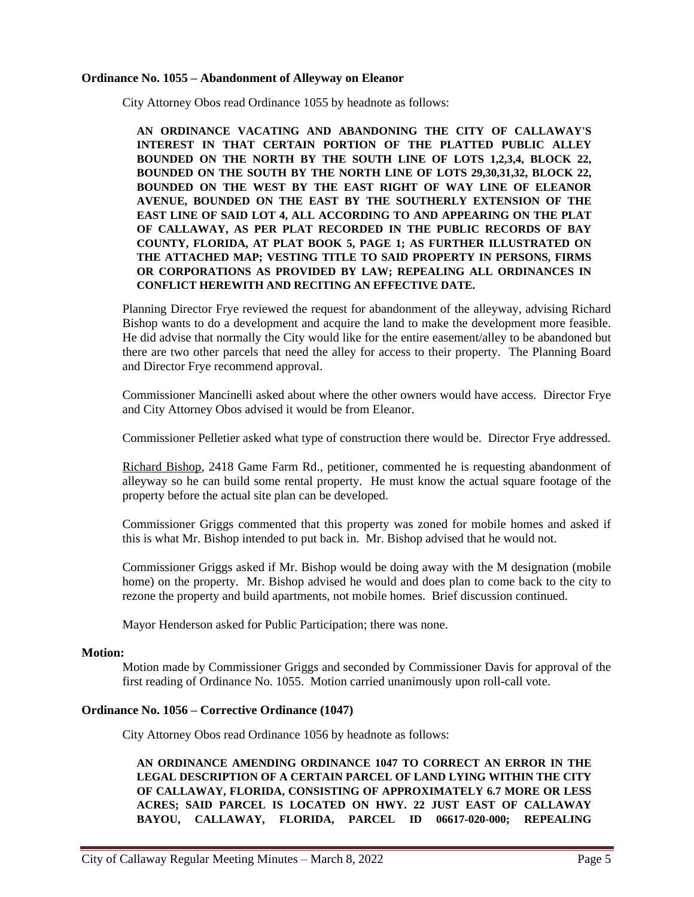**Ordinance No. 1055 – Abandonment of Alleyway on Eleanor**

City Attorney Obos read Ordinance 1055 by headnote as follows:

**AN ORDINANCE VACATING AND ABANDONING THE CITY OF CALLAWAY'S INTEREST IN THAT CERTAIN PORTION OF THE PLATTED PUBLIC ALLEY BOUNDED ON THE NORTH BY THE SOUTH LINE OF LOTS 1,2,3,4, BLOCK 22, BOUNDED ON THE SOUTH BY THE NORTH LINE OF LOTS 29,30,31,32, BLOCK 22, BOUNDED ON THE WEST BY THE EAST RIGHT OF WAY LINE OF ELEANOR AVENUE, BOUNDED ON THE EAST BY THE SOUTHERLY EXTENSION OF THE EAST LINE OF SAID LOT 4, ALL ACCORDING TO AND APPEARING ON THE PLAT OF CALLAWAY, AS PER PLAT RECORDED IN THE PUBLIC RECORDS OF BAY COUNTY, FLORIDA, AT PLAT BOOK 5, PAGE 1; AS FURTHER ILLUSTRATED ON THE ATTACHED MAP; VESTING TITLE TO SAID PROPERTY IN PERSONS, FIRMS OR CORPORATIONS AS PROVIDED BY LAW; REPEALING ALL ORDINANCES IN CONFLICT HEREWITH AND RECITING AN EFFECTIVE DATE.**

Planning Director Frye reviewed the request for abandonment of the alleyway, advising Richard Bishop wants to do a development and acquire the land to make the development more feasible. He did advise that normally the City would like for the entire easement/alley to be abandoned but there are two other parcels that need the alley for access to their property. The Planning Board and Director Frye recommend approval.

Commissioner Mancinelli asked about where the other owners would have access. Director Frye and City Attorney Obos advised it would be from Eleanor.

Commissioner Pelletier asked what type of construction there would be. Director Frye addressed.

Richard Bishop, 2418 Game Farm Rd., petitioner, commented he is requesting abandonment of alleyway so he can build some rental property. He must know the actual square footage of the property before the actual site plan can be developed.

Commissioner Griggs commented that this property was zoned for mobile homes and asked if this is what Mr. Bishop intended to put back in. Mr. Bishop advised that he would not.

Commissioner Griggs asked if Mr. Bishop would be doing away with the M designation (mobile home) on the property. Mr. Bishop advised he would and does plan to come back to the city to rezone the property and build apartments, not mobile homes. Brief discussion continued.

Mayor Henderson asked for Public Participation; there was none.

**Motion:**

Motion made by Commissioner Griggs and seconded by Commissioner Davis for approval of the first reading of Ordinance No. 1055. Motion carried unanimously upon roll-call vote.

**Ordinance No. 1056 – Corrective Ordinance (1047)**

City Attorney Obos read Ordinance 1056 by headnote as follows:

**AN ORDINANCE AMENDING ORDINANCE 1047 TO CORRECT AN ERROR IN THE LEGAL DESCRIPTION OF A CERTAIN PARCEL OF LAND LYING WITHIN THE CITY OF CALLAWAY, FLORIDA, CONSISTING OF APPROXIMATELY 6.7 MORE OR LESS ACRES; SAID PARCEL IS LOCATED ON HWY. 22 JUST EAST OF CALLAWAY BAYOU, CALLAWAY, FLORIDA, PARCEL ID 06617-020-000; REPEALING**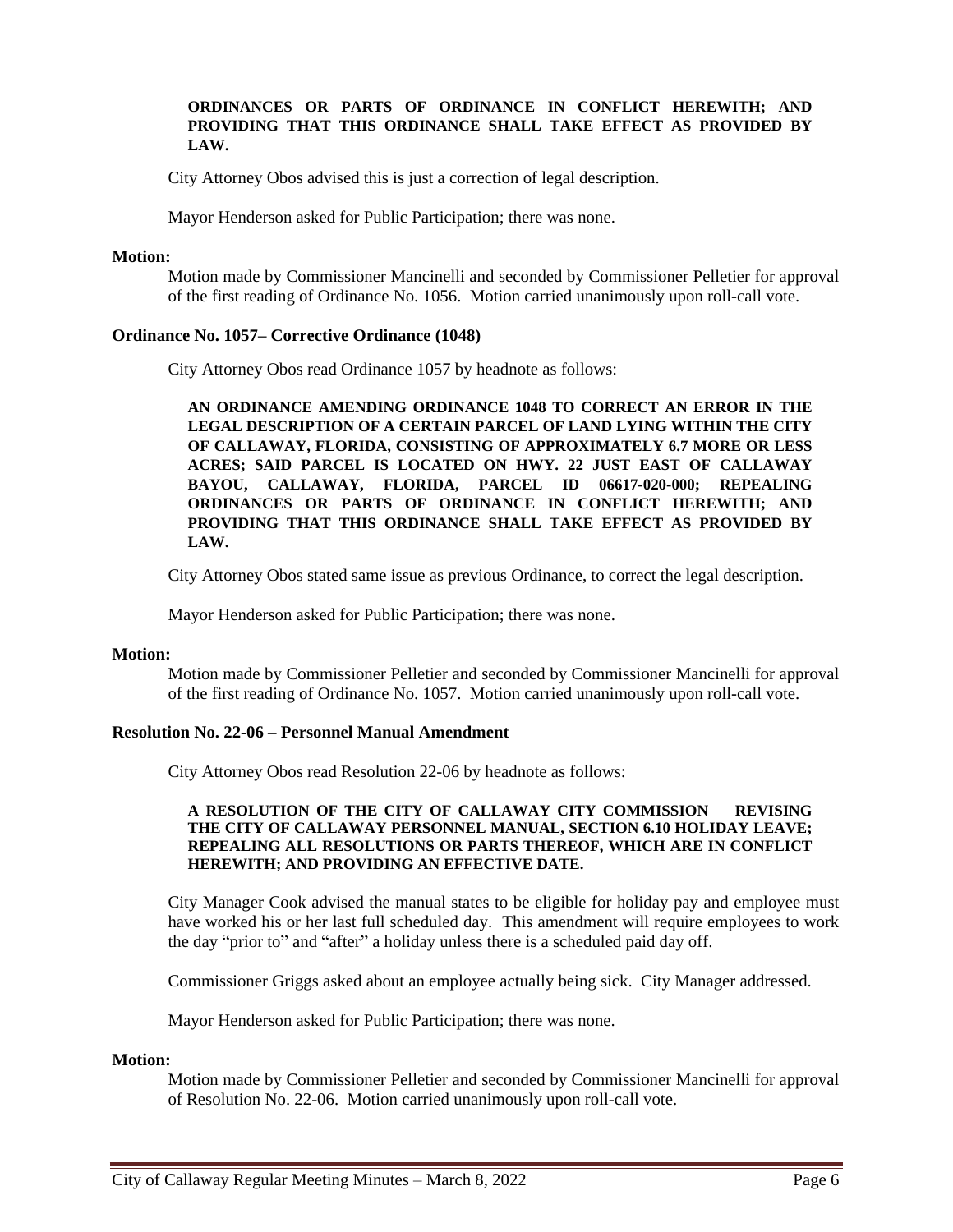**ORDINANCES OR PARTS OF ORDINANCE IN CONFLICT HEREWITH; AND PROVIDING THAT THIS ORDINANCE SHALL TAKE EFFECT AS PROVIDED BY LAW.**

City Attorney Obos advised this is just a correction of legal description.

Mayor Henderson asked for Public Participation; there was none.

**Motion:**

Motion made by Commissioner Mancinelli and seconded by Commissioner Pelletier for approval of the first reading of Ordinance No. 1056. Motion carried unanimously upon roll-call vote.

**Ordinance No. 1057– Corrective Ordinance (1048)**

City Attorney Obos read Ordinance 1057 by headnote as follows:

**AN ORDINANCE AMENDING ORDINANCE 1048 TO CORRECT AN ERROR IN THE LEGAL DESCRIPTION OF A CERTAIN PARCEL OF LAND LYING WITHIN THE CITY OF CALLAWAY, FLORIDA, CONSISTING OF APPROXIMATELY 6.7 MORE OR LESS ACRES; SAID PARCEL IS LOCATED ON HWY. 22 JUST EAST OF CALLAWAY BAYOU, CALLAWAY, FLORIDA, PARCEL ID 06617-020-000; REPEALING ORDINANCES OR PARTS OF ORDINANCE IN CONFLICT HEREWITH; AND PROVIDING THAT THIS ORDINANCE SHALL TAKE EFFECT AS PROVIDED BY LAW.**

City Attorney Obos stated same issue as previous Ordinance, to correct the legal description.

Mayor Henderson asked for Public Participation; there was none.

**Motion:**

Motion made by Commissioner Pelletier and seconded by Commissioner Mancinelli for approval of the first reading of Ordinance No. 1057. Motion carried unanimously upon roll-call vote.

**Resolution No. 22-06 – Personnel Manual Amendment**

City Attorney Obos read Resolution 22-06 by headnote as follows:

**A RESOLUTION OF THE CITY OF CALLAWAY CITY COMMISSION REVISING THE CITY OF CALLAWAY PERSONNEL MANUAL, SECTION 6.10 HOLIDAY LEAVE; REPEALING ALL RESOLUTIONS OR PARTS THEREOF, WHICH ARE IN CONFLICT HEREWITH; AND PROVIDING AN EFFECTIVE DATE.**

City Manager Cook advised the manual states to be eligible for holiday pay and employee must have worked his or her last full scheduled day. This amendment will require employees to work the day "prior to" and "after" a holiday unless there is a scheduled paid day off.

Commissioner Griggs asked about an employee actually being sick. City Manager addressed.

Mayor Henderson asked for Public Participation; there was none.

**Motion:**

Motion made by Commissioner Pelletier and seconded by Commissioner Mancinelli for approval of Resolution No. 22-06. Motion carried unanimously upon roll-call vote.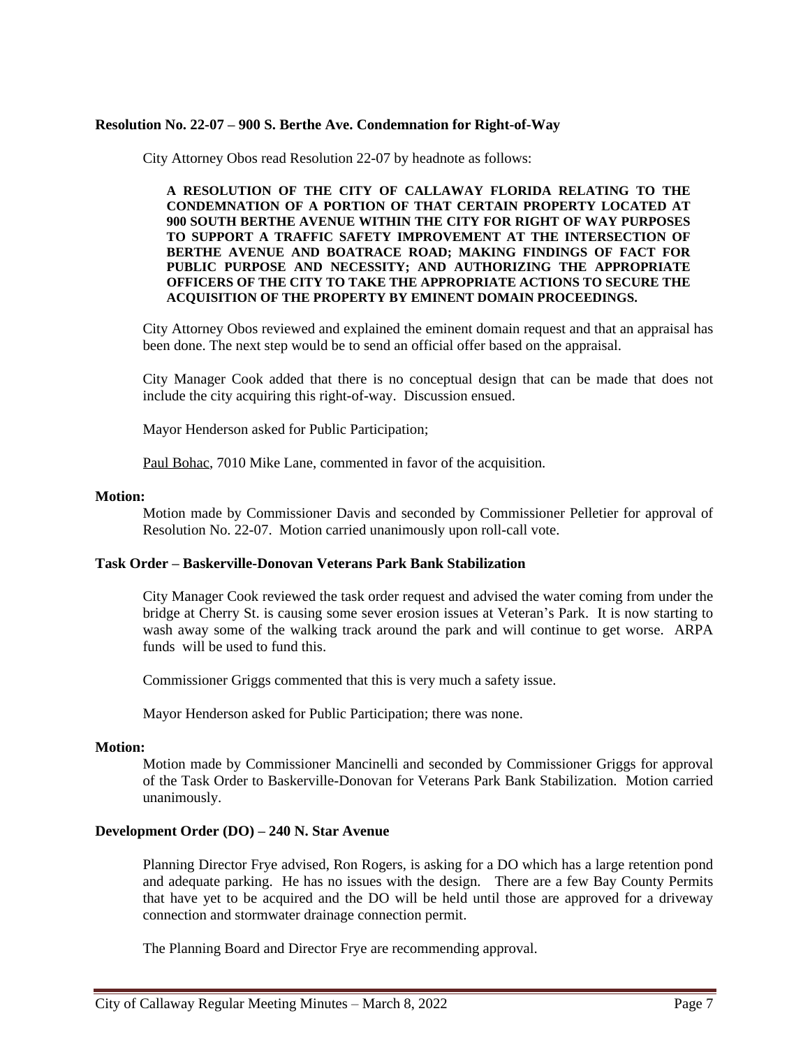**Resolution No. 22-07 – 900 S. Berthe Ave. Condemnation for Right-of-Way**

City Attorney Obos read Resolution 22-07 by headnote as follows:

**A RESOLUTION OF THE CITY OF CALLAWAY FLORIDA RELATING TO THE CONDEMNATION OF A PORTION OF THAT CERTAIN PROPERTY LOCATED AT 900 SOUTH BERTHE AVENUE WITHIN THE CITY FOR RIGHT OF WAY PURPOSES TO SUPPORT A TRAFFIC SAFETY IMPROVEMENT AT THE INTERSECTION OF BERTHE AVENUE AND BOATRACE ROAD; MAKING FINDINGS OF FACT FOR PUBLIC PURPOSE AND NECESSITY; AND AUTHORIZING THE APPROPRIATE OFFICERS OF THE CITY TO TAKE THE APPROPRIATE ACTIONS TO SECURE THE ACQUISITION OF THE PROPERTY BY EMINENT DOMAIN PROCEEDINGS.**

City Attorney Obos reviewed and explained the eminent domain request and that an appraisal has been done. The next step would be to send an official offer based on the appraisal.

City Manager Cook added that there is no conceptual design that can be made that does not include the city acquiring this right-of-way. Discussion ensued.

Mayor Henderson asked for Public Participation;

Paul Bohac, 7010 Mike Lane, commented in favor of the acquisition.

**Motion:**

Motion made by Commissioner Davis and seconded by Commissioner Pelletier for approval of Resolution No. 22-07. Motion carried unanimously upon roll-call vote.

**Task Order – Baskerville-Donovan Veterans Park Bank Stabilization**

City Manager Cook reviewed the task order request and advised the water coming from under the bridge at Cherry St. is causing some sever erosion issues at Veteran's Park. It is now starting to wash away some of the walking track around the park and will continue to get worse. ARPA funds will be used to fund this.

Commissioner Griggs commented that this is very much a safety issue.

Mayor Henderson asked for Public Participation; there was none.

**Motion:**

Motion made by Commissioner Mancinelli and seconded by Commissioner Griggs for approval of the Task Order to Baskerville-Donovan for Veterans Park Bank Stabilization. Motion carried unanimously.

**Development Order (DO) – 240 N. Star Avenue**

Planning Director Frye advised, Ron Rogers, is asking for a DO which has a large retention pond and adequate parking. He has no issues with the design. There are a few Bay County Permits that have yet to be acquired and the DO will be held until those are approved for a driveway connection and stormwater drainage connection permit.

The Planning Board and Director Frye are recommending approval.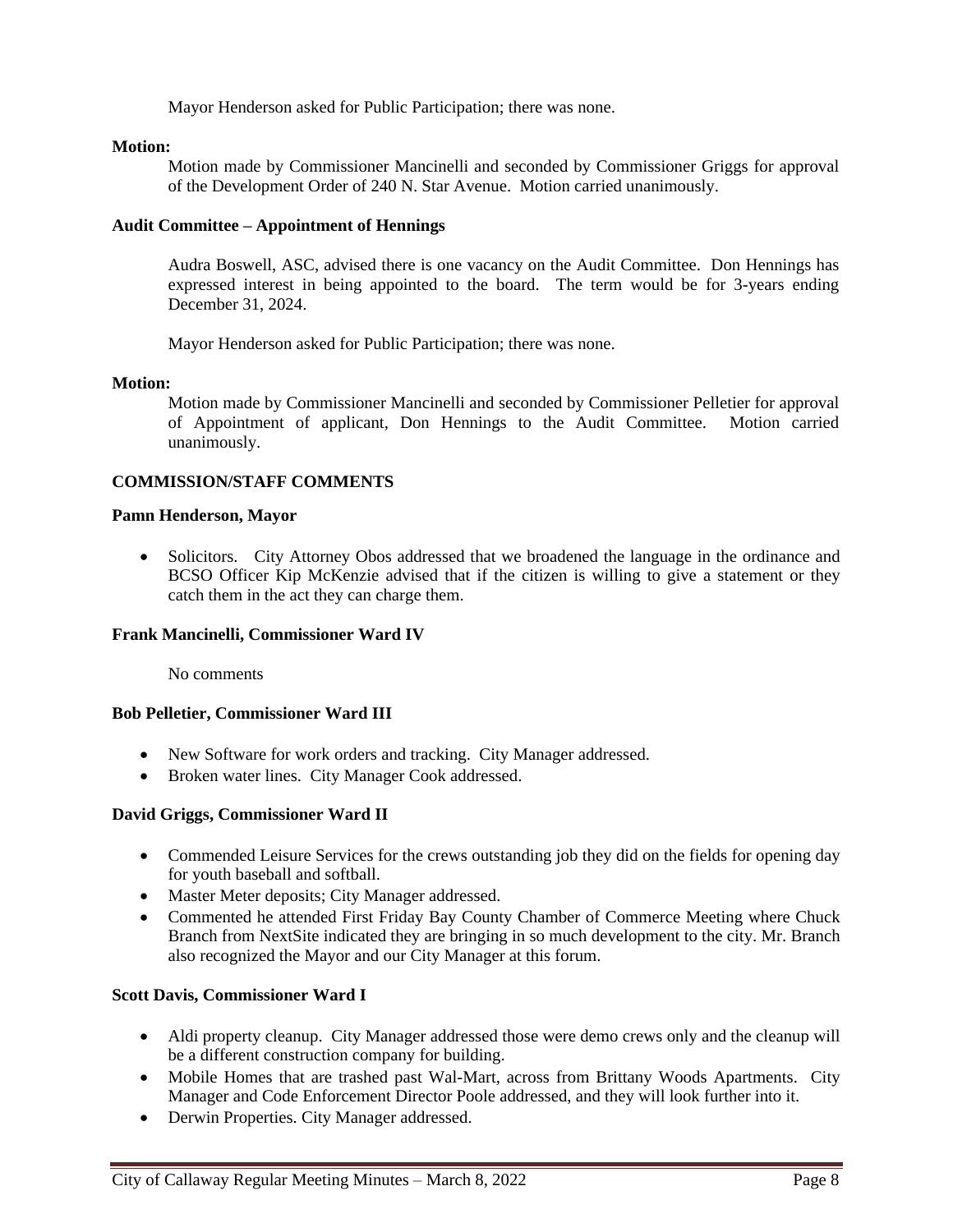Mayor Henderson asked for Public Participation; there was none.

**Motion:**

Motion made by Commissioner Mancinelli and seconded by Commissioner Griggs for approval of the Development Order of 240 N. Star Avenue. Motion carried unanimously.

**Audit Committee – Appointment of Hennings**

Audra Boswell, ASC, advised there is one vacancy on the Audit Committee. Don Hennings has expressed interest in being appointed to the board. The term would be for 3-years ending December 31, 2024.

Mayor Henderson asked for Public Participation; there was none.

**Motion:**

Motion made by Commissioner Mancinelli and seconded by Commissioner Pelletier for approval of Appointment of applicant, Don Hennings to the Audit Committee. Motion carried unanimously.

**COMMISSION/STAFF COMMENTS**

**Pamn Henderson, Mayor**

- Solicitors. City Attorney Obos addressed that we broadened the language in the ordinance and BCSO Officer Kip McKenzie advised that if the citizen is willing to give a statement or they catch them in the act they can charge them.

**Frank Mancinelli, Commissioner Ward IV**

No comments

**Bob Pelletier, Commissioner Ward III**

- New Software for work orders and tracking. City Manager addressed.
- Broken water lines. City Manager Cook addressed.

**David Griggs, Commissioner Ward II**

- Commended Leisure Services for the crews outstanding job they did on the fields for opening day for youth baseball and softball.
- Master Meter deposits; City Manager addressed.
- Commented he attended First Friday Bay County Chamber of Commerce Meeting where Chuck Branch from NextSite indicated they are bringing in so much development to the city. Mr. Branch also recognized the Mayor and our City Manager at this forum.

**Scott Davis, Commissioner Ward I**

- Aldi property cleanup. City Manager addressed those were demo crews only and the cleanup will be a different construction company for building.
- Mobile Homes that are trashed past Wal-Mart, across from Brittany Woods Apartments. City Manager and Code Enforcement Director Poole addressed, and they will look further into it.
- Derwin Properties. City Manager addressed.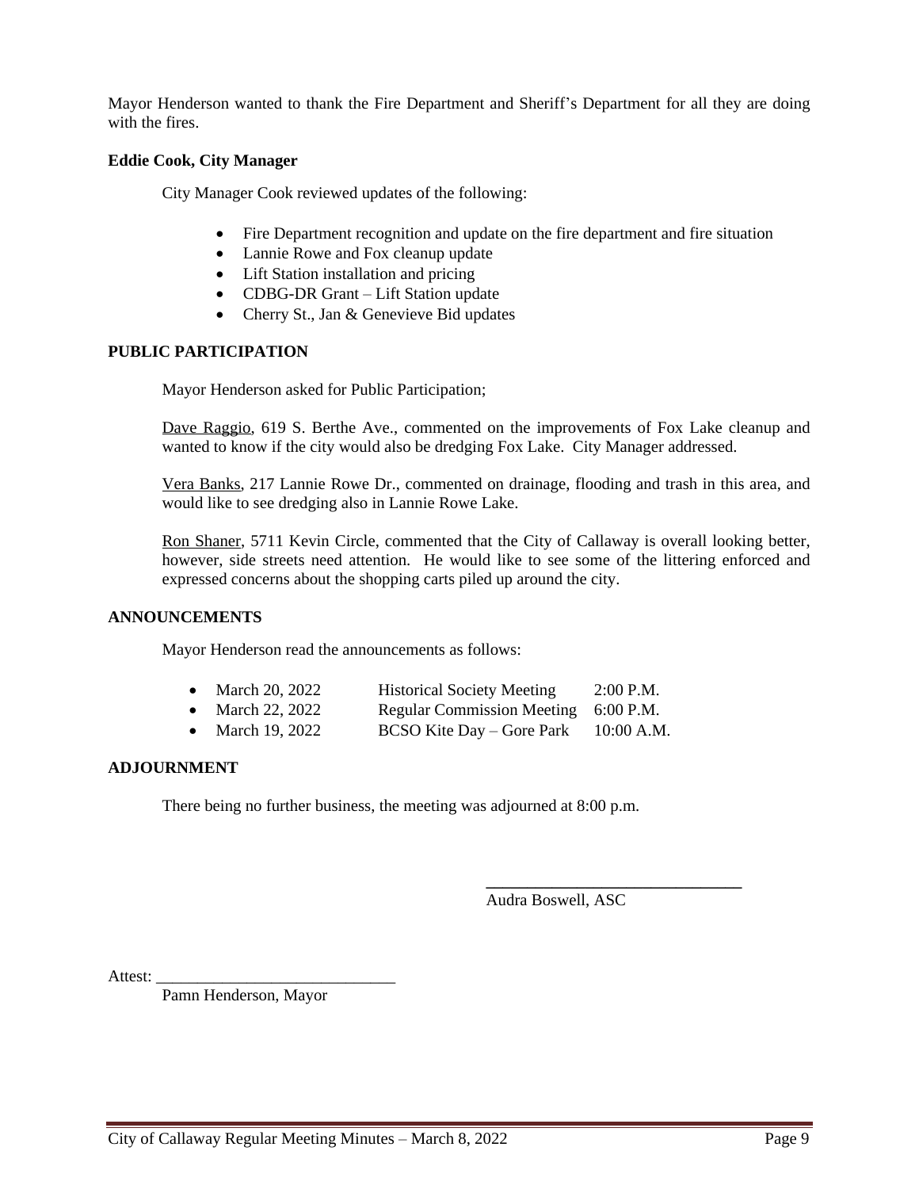Mayor Henderson wanted to thank the Fire Department and Sheriff's Department for all they are doing with the fires.

**Eddie Cook, City Manager**

City Manager Cook reviewed updates of the following:

- Fire Department recognition and update on the fire department and fire situation
- Lannie Rowe and Fox cleanup update
- Lift Station installation and pricing
- CDBG-DR Grant – Lift Station update
- Cherry St., Jan & Genevieve Bid updates

**PUBLIC PARTICIPATION**

Mayor Henderson asked for Public Participation;

Dave Raggio, 619 S. Berthe Ave., commented on the improvements of Fox Lake cleanup and wanted to know if the city would also be dredging Fox Lake. City Manager addressed.

Vera Banks, 217 Lannie Rowe Dr., commented on drainage, flooding and trash in this area, and would like to see dredging also in Lannie Rowe Lake.

Ron Shaner, 5711 Kevin Circle, commented that the City of Callaway is overall looking better, however, side streets need attention. He would like to see some of the littering enforced and expressed concerns about the shopping carts piled up around the city.

**ANNOUNCEMENTS**

Mayor Henderson read the announcements as follows:

- March 20, 2022 Historical Society Meeting 2:00 P.M.
- March 22, 2022 Regular Commission Meeting 6:00 P.M.
- March 19, 2022 BCSO Kite Day – Gore Park 10:00 A.M.

**ADJOURNMENT**

There being no further business, the meeting was adjourned at 8:00 p.m.

\_\_\_\_\_\_\_\_\_\_\_\_\_\_\_\_\_\_\_\_\_\_\_\_\_\_\_\_\_\_
Audra Boswell, ASC

Attest: \_\_\_\_\_\_\_\_\_\_\_\_\_\_\_\_\_\_\_\_\_\_\_\_\_\_\_\_\_\_
Pamn Henderson, Mayor